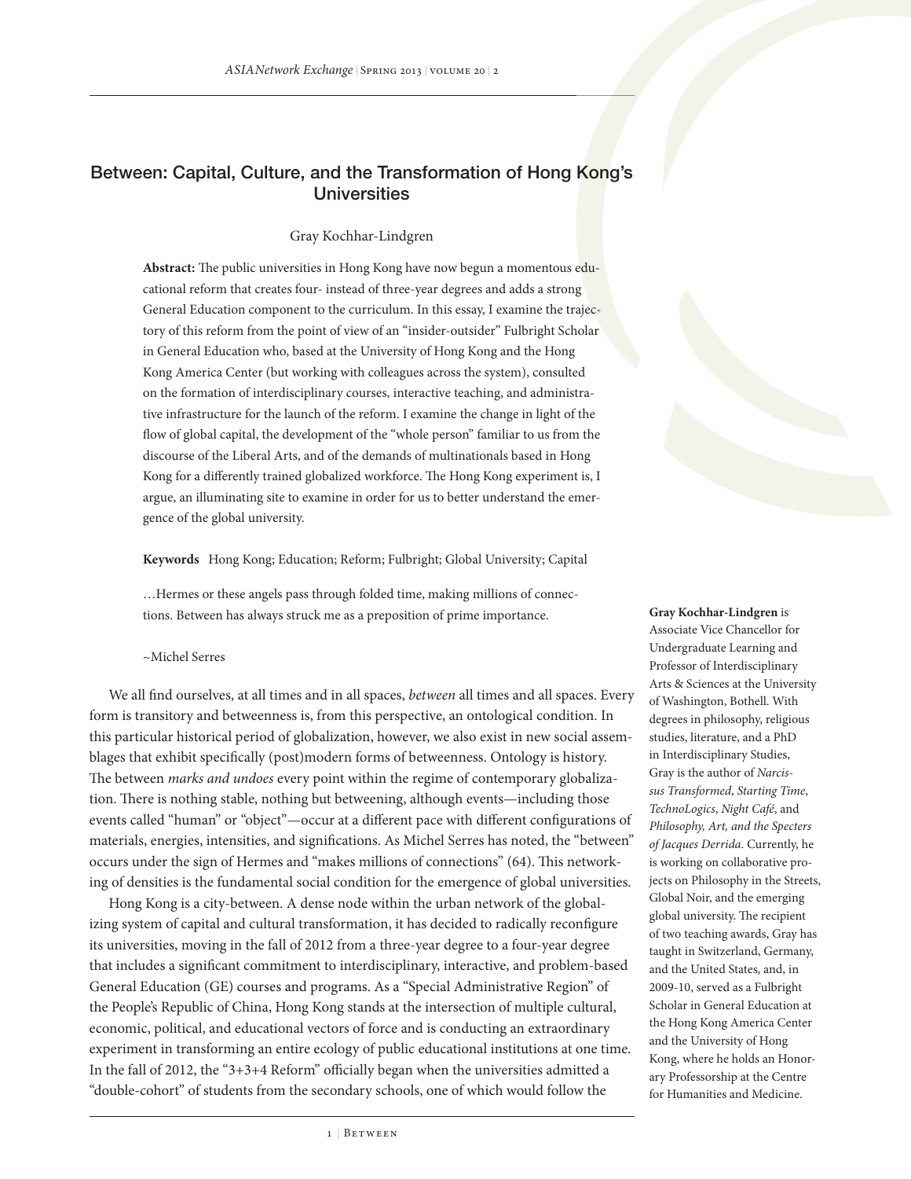# Between: Capital, Culture, and the Transformation of Hong Kong's Universities

Gray Kochhar-Lindgren

**Abstract:** The public universities in Hong Kong have now begun a momentous educational reform that creates four- instead of three-year degrees and adds a strong General Education component to the curriculum. In this essay, I examine the trajectory of this reform from the point of view of an "insider-outsider" Fulbright Scholar in General Education who, based at the University of Hong Kong and the Hong Kong America Center (but working with colleagues across the system), consulted on the formation of interdisciplinary courses, interactive teaching, and administrative infrastructure for the launch of the reform. I examine the change in light of the flow of global capital, the development of the "whole person" familiar to us from the discourse of the Liberal Arts, and of the demands of multinationals based in Hong Kong for a differently trained globalized workforce. The Hong Kong experiment is, I argue, an illuminating site to examine in order for us to better understand the emergence of the global university.

**Keywords** Hong Kong; Education; Reform; Fulbright; Global University; Capital

> …Hermes or these angels pass through folded time, making millions of connections. Between has always struck me as a preposition of prime importance.
>
> ~Michel Serres

We all find ourselves, at all times and in all spaces, *between* all times and all spaces. Every form is transitory and betweenness is, from this perspective, an ontological condition. In this particular historical period of globalization, however, we also exist in new social assemblages that exhibit specifically (post)modern forms of betweenness. Ontology is history. The between *marks and undoes* every point within the regime of contemporary globalization. There is nothing stable, nothing but betweening, although events—including those events called "human" or "object"—occur at a different pace with different configurations of materials, energies, intensities, and significations. As Michel Serres has noted, the "between" occurs under the sign of Hermes and "makes millions of connections" (64). This networking of densities is the fundamental social condition for the emergence of global universities.

Hong Kong is a city-between. A dense node within the urban network of the globalizing system of capital and cultural transformation, it has decided to radically reconfigure its universities, moving in the fall of 2012 from a three-year degree to a four-year degree that includes a significant commitment to interdisciplinary, interactive, and problem-based General Education (GE) courses and programs. As a "Special Administrative Region" of the People's Republic of China, Hong Kong stands at the intersection of multiple cultural, economic, political, and educational vectors of force and is conducting an extraordinary experiment in transforming an entire ecology of public educational institutions at one time. In the fall of 2012, the "3+3+4 Reform" officially began when the universities admitted a "double-cohort" of students from the secondary schools, one of which would follow the

**Gray Kochhar-Lindgren** is Associate Vice Chancellor for Undergraduate Learning and Professor of Interdisciplinary Arts & Sciences at the University of Washington, Bothell. With degrees in philosophy, religious studies, literature, and a PhD in Interdisciplinary Studies, Gray is the author of *Narcissus Transformed*, *Starting Time*, *TechnoLogics*, *Night Café*, and *Philosophy, Art, and the Specters of Jacques Derrida*. Currently, he is working on collaborative projects on Philosophy in the Streets, Global Noir, and the emerging global university. The recipient of two teaching awards, Gray has taught in Switzerland, Germany, and the United States, and, in 2009-10, served as a Fulbright Scholar in General Education at the Hong Kong America Center and the University of Hong Kong, where he holds an Honorary Professorship at the Centre for Humanities and Medicine.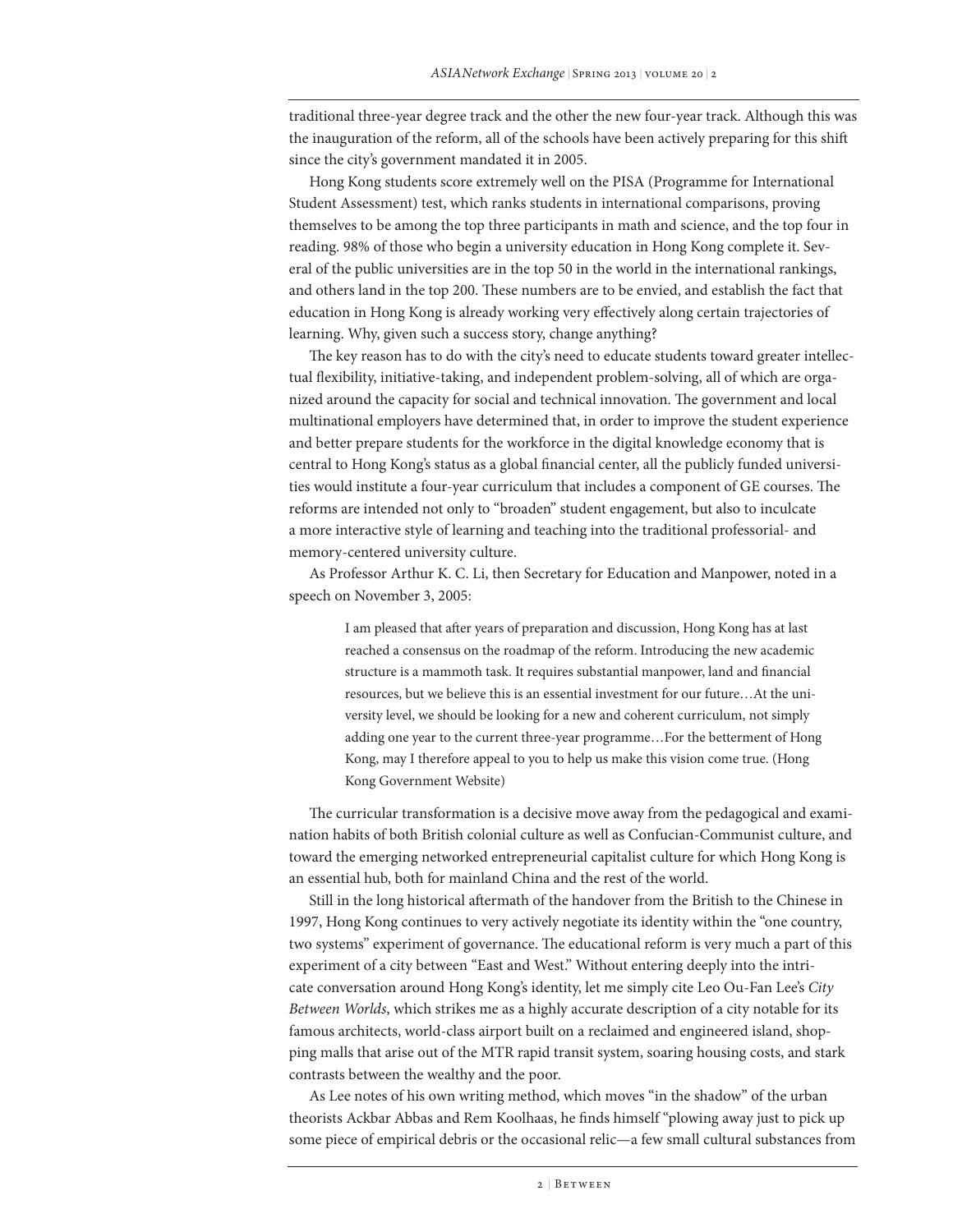traditional three-year degree track and the other the new four-year track. Although this was the inauguration of the reform, all of the schools have been actively preparing for this shift since the city's government mandated it in 2005.

Hong Kong students score extremely well on the PISA (Programme for International Student Assessment) test, which ranks students in international comparisons, proving themselves to be among the top three participants in math and science, and the top four in reading. 98% of those who begin a university education in Hong Kong complete it. Several of the public universities are in the top 50 in the world in the international rankings, and others land in the top 200. These numbers are to be envied, and establish the fact that education in Hong Kong is already working very effectively along certain trajectories of learning. Why, given such a success story, change anything?

The key reason has to do with the city's need to educate students toward greater intellectual flexibility, initiative-taking, and independent problem-solving, all of which are organized around the capacity for social and technical innovation. The government and local multinational employers have determined that, in order to improve the student experience and better prepare students for the workforce in the digital knowledge economy that is central to Hong Kong's status as a global financial center, all the publicly funded universities would institute a four-year curriculum that includes a component of GE courses. The reforms are intended not only to "broaden" student engagement, but also to inculcate a more interactive style of learning and teaching into the traditional professorial- and memory-centered university culture.

As Professor Arthur K. C. Li, then Secretary for Education and Manpower, noted in a speech on November 3, 2005:

> I am pleased that after years of preparation and discussion, Hong Kong has at last reached a consensus on the roadmap of the reform. Introducing the new academic structure is a mammoth task. It requires substantial manpower, land and financial resources, but we believe this is an essential investment for our future…At the university level, we should be looking for a new and coherent curriculum, not simply adding one year to the current three-year programme…For the betterment of Hong Kong, may I therefore appeal to you to help us make this vision come true. (Hong Kong Government Website)

The curricular transformation is a decisive move away from the pedagogical and examination habits of both British colonial culture as well as Confucian-Communist culture, and toward the emerging networked entrepreneurial capitalist culture for which Hong Kong is an essential hub, both for mainland China and the rest of the world.

Still in the long historical aftermath of the handover from the British to the Chinese in 1997, Hong Kong continues to very actively negotiate its identity within the "one country, two systems" experiment of governance. The educational reform is very much a part of this experiment of a city between "East and West." Without entering deeply into the intricate conversation around Hong Kong's identity, let me simply cite Leo Ou-Fan Lee's *City Between Worlds*, which strikes me as a highly accurate description of a city notable for its famous architects, world-class airport built on a reclaimed and engineered island, shopping malls that arise out of the MTR rapid transit system, soaring housing costs, and stark contrasts between the wealthy and the poor.

As Lee notes of his own writing method, which moves "in the shadow" of the urban theorists Ackbar Abbas and Rem Koolhaas, he finds himself "plowing away just to pick up some piece of empirical debris or the occasional relic—a few small cultural substances from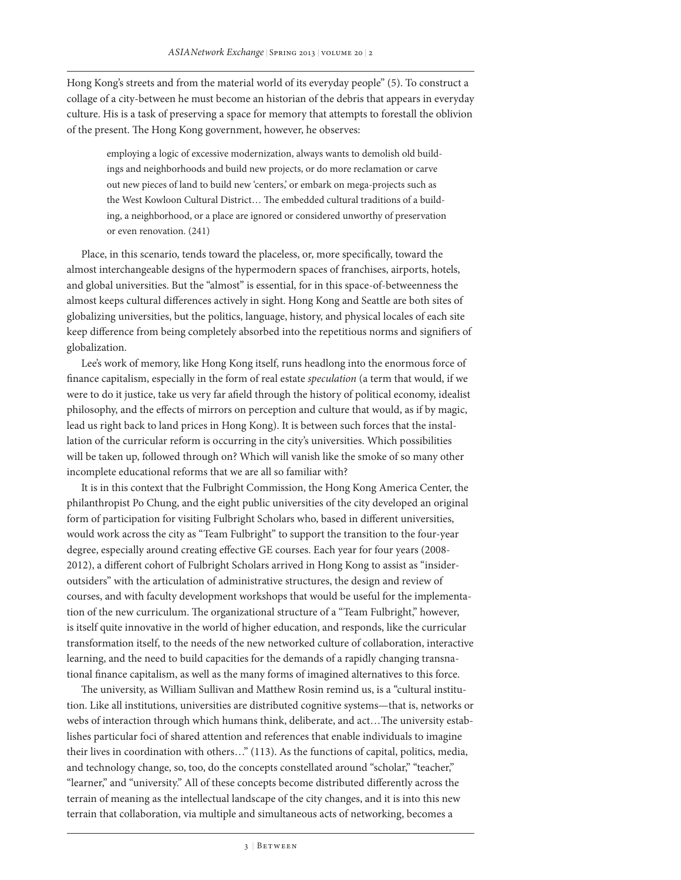Hong Kong's streets and from the material world of its everyday people" (5). To construct a collage of a city-between he must become an historian of the debris that appears in everyday culture. His is a task of preserving a space for memory that attempts to forestall the oblivion of the present. The Hong Kong government, however, he observes:

> employing a logic of excessive modernization, always wants to demolish old buildings and neighborhoods and build new projects, or do more reclamation or carve out new pieces of land to build new 'centers,' or embark on mega-projects such as the West Kowloon Cultural District… The embedded cultural traditions of a building, a neighborhood, or a place are ignored or considered unworthy of preservation or even renovation. (241)

Place, in this scenario, tends toward the placeless, or, more specifically, toward the almost interchangeable designs of the hypermodern spaces of franchises, airports, hotels, and global universities. But the "almost" is essential, for in this space-of-betweenness the almost keeps cultural differences actively in sight. Hong Kong and Seattle are both sites of globalizing universities, but the politics, language, history, and physical locales of each site keep difference from being completely absorbed into the repetitious norms and signifiers of globalization.

Lee's work of memory, like Hong Kong itself, runs headlong into the enormous force of finance capitalism, especially in the form of real estate *speculation* (a term that would, if we were to do it justice, take us very far afield through the history of political economy, idealist philosophy, and the effects of mirrors on perception and culture that would, as if by magic, lead us right back to land prices in Hong Kong). It is between such forces that the installation of the curricular reform is occurring in the city's universities. Which possibilities will be taken up, followed through on? Which will vanish like the smoke of so many other incomplete educational reforms that we are all so familiar with?

It is in this context that the Fulbright Commission, the Hong Kong America Center, the philanthropist Po Chung, and the eight public universities of the city developed an original form of participation for visiting Fulbright Scholars who, based in different universities, would work across the city as "Team Fulbright" to support the transition to the four-year degree, especially around creating effective GE courses. Each year for four years (2008-2012), a different cohort of Fulbright Scholars arrived in Hong Kong to assist as "insider-outsiders" with the articulation of administrative structures, the design and review of courses, and with faculty development workshops that would be useful for the implementation of the new curriculum. The organizational structure of a "Team Fulbright," however, is itself quite innovative in the world of higher education, and responds, like the curricular transformation itself, to the needs of the new networked culture of collaboration, interactive learning, and the need to build capacities for the demands of a rapidly changing transnational finance capitalism, as well as the many forms of imagined alternatives to this force.

The university, as William Sullivan and Matthew Rosin remind us, is a "cultural institution. Like all institutions, universities are distributed cognitive systems—that is, networks or webs of interaction through which humans think, deliberate, and act…The university establishes particular foci of shared attention and references that enable individuals to imagine their lives in coordination with others…" (113). As the functions of capital, politics, media, and technology change, so, too, do the concepts constellated around "scholar," "teacher," "learner," and "university." All of these concepts become distributed differently across the terrain of meaning as the intellectual landscape of the city changes, and it is into this new terrain that collaboration, via multiple and simultaneous acts of networking, becomes a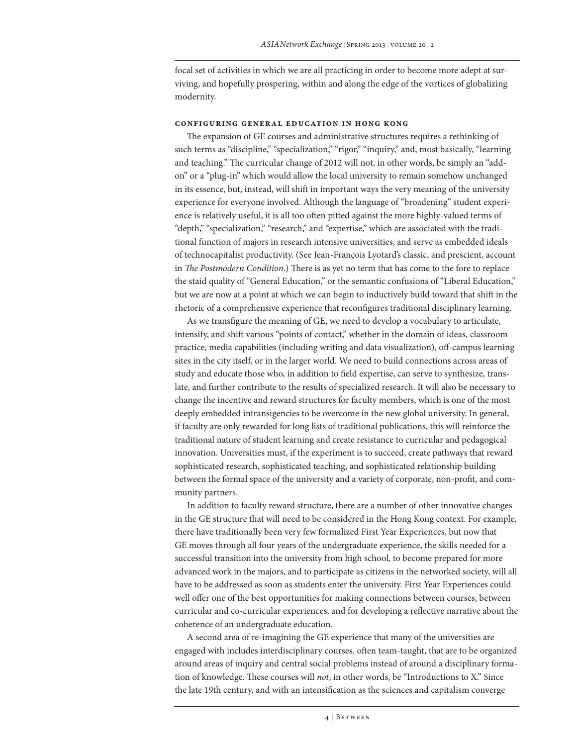focal set of activities in which we are all practicing in order to become more adept at surviving, and hopefully prospering, within and along the edge of the vortices of globalizing modernity.

### Configuring General Education in Hong Kong

The expansion of GE courses and administrative structures requires a rethinking of such terms as "discipline," "specialization," "rigor," "inquiry," and, most basically, "learning and teaching." The curricular change of 2012 will not, in other words, be simply an "add-on" or a "plug-in" which would allow the local university to remain somehow unchanged in its essence, but, instead, will shift in important ways the very meaning of the university experience for everyone involved. Although the language of "broadening" student experience is relatively useful, it is all too often pitted against the more highly-valued terms of "depth," "specialization," "research," and "expertise," which are associated with the traditional function of majors in research intensive universities, and serve as embedded ideals of technocapitalist productivity. (See Jean-François Lyotard's classic, and prescient, account in *The Postmodern Condition*.) There is as yet no term that has come to the fore to replace the staid quality of "General Education," or the semantic confusions of "Liberal Education," but we are now at a point at which we can begin to inductively build toward that shift in the rhetoric of a comprehensive experience that reconfigures traditional disciplinary learning.

As we transfigure the meaning of GE, we need to develop a vocabulary to articulate, intensify, and shift various "points of contact," whether in the domain of ideas, classroom practice, media capabilities (including writing and data visualization), off-campus learning sites in the city itself, or in the larger world. We need to build connections across areas of study and educate those who, in addition to field expertise, can serve to synthesize, translate, and further contribute to the results of specialized research. It will also be necessary to change the incentive and reward structures for faculty members, which is one of the most deeply embedded intransigencies to be overcome in the new global university. In general, if faculty are only rewarded for long lists of traditional publications, this will reinforce the traditional nature of student learning and create resistance to curricular and pedagogical innovation. Universities must, if the experiment is to succeed, create pathways that reward sophisticated research, sophisticated teaching, and sophisticated relationship building between the formal space of the university and a variety of corporate, non-profit, and community partners.

In addition to faculty reward structure, there are a number of other innovative changes in the GE structure that will need to be considered in the Hong Kong context. For example, there have traditionally been very few formalized First Year Experiences, but now that GE moves through all four years of the undergraduate experience, the skills needed for a successful transition into the university from high school, to become prepared for more advanced work in the majors, and to participate as citizens in the networked society, will all have to be addressed as soon as students enter the university. First Year Experiences could well offer one of the best opportunities for making connections between courses, between curricular and co-curricular experiences, and for developing a reflective narrative about the coherence of an undergraduate education.

A second area of re-imagining the GE experience that many of the universities are engaged with includes interdisciplinary courses, often team-taught, that are to be organized around areas of inquiry and central social problems instead of around a disciplinary formation of knowledge. These courses will *not*, in other words, be "Introductions to X." Since the late 19th century, and with an intensification as the sciences and capitalism converge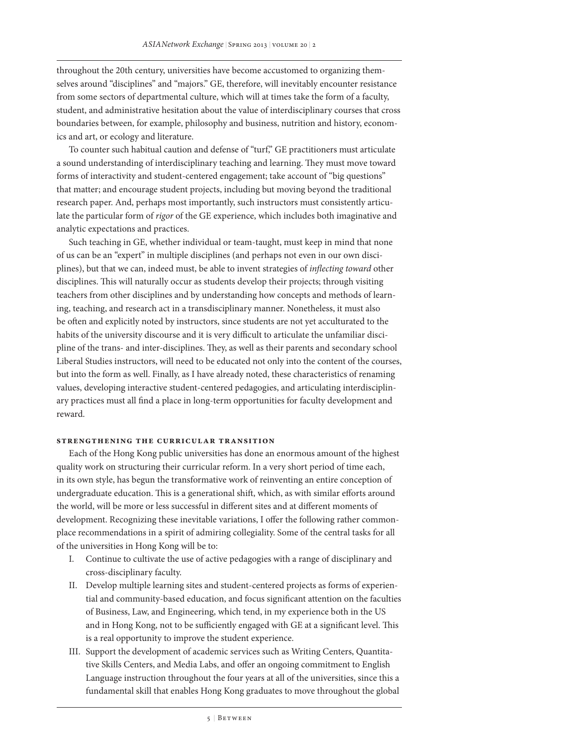throughout the 20th century, universities have become accustomed to organizing themselves around "disciplines" and "majors." GE, therefore, will inevitably encounter resistance from some sectors of departmental culture, which will at times take the form of a faculty, student, and administrative hesitation about the value of interdisciplinary courses that cross boundaries between, for example, philosophy and business, nutrition and history, economics and art, or ecology and literature.

To counter such habitual caution and defense of "turf," GE practitioners must articulate a sound understanding of interdisciplinary teaching and learning. They must move toward forms of interactivity and student-centered engagement; take account of "big questions" that matter; and encourage student projects, including but moving beyond the traditional research paper. And, perhaps most importantly, such instructors must consistently articulate the particular form of *rigor* of the GE experience, which includes both imaginative and analytic expectations and practices.

Such teaching in GE, whether individual or team-taught, must keep in mind that none of us can be an "expert" in multiple disciplines (and perhaps not even in our own disciplines), but that we can, indeed must, be able to invent strategies of *inflecting toward* other disciplines. This will naturally occur as students develop their projects; through visiting teachers from other disciplines and by understanding how concepts and methods of learning, teaching, and research act in a transdisciplinary manner. Nonetheless, it must also be often and explicitly noted by instructors, since students are not yet acculturated to the habits of the university discourse and it is very difficult to articulate the unfamiliar discipline of the trans- and inter-disciplines. They, as well as their parents and secondary school Liberal Studies instructors, will need to be educated not only into the content of the courses, but into the form as well. Finally, as I have already noted, these characteristics of renaming values, developing interactive student-centered pedagogies, and articulating interdisciplinary practices must all find a place in long-term opportunities for faculty development and reward.

### Strengthening the Curricular Transition

Each of the Hong Kong public universities has done an enormous amount of the highest quality work on structuring their curricular reform. In a very short period of time each, in its own style, has begun the transformative work of reinventing an entire conception of undergraduate education. This is a generational shift, which, as with similar efforts around the world, will be more or less successful in different sites and at different moments of development. Recognizing these inevitable variations, I offer the following rather commonplace recommendations in a spirit of admiring collegiality. Some of the central tasks for all of the universities in Hong Kong will be to:

I. Continue to cultivate the use of active pedagogies with a range of disciplinary and cross-disciplinary faculty.

II. Develop multiple learning sites and student-centered projects as forms of experiential and community-based education, and focus significant attention on the faculties of Business, Law, and Engineering, which tend, in my experience both in the US and in Hong Kong, not to be sufficiently engaged with GE at a significant level. This is a real opportunity to improve the student experience.

III. Support the development of academic services such as Writing Centers, Quantitative Skills Centers, and Media Labs, and offer an ongoing commitment to English Language instruction throughout the four years at all of the universities, since this a fundamental skill that enables Hong Kong graduates to move throughout the global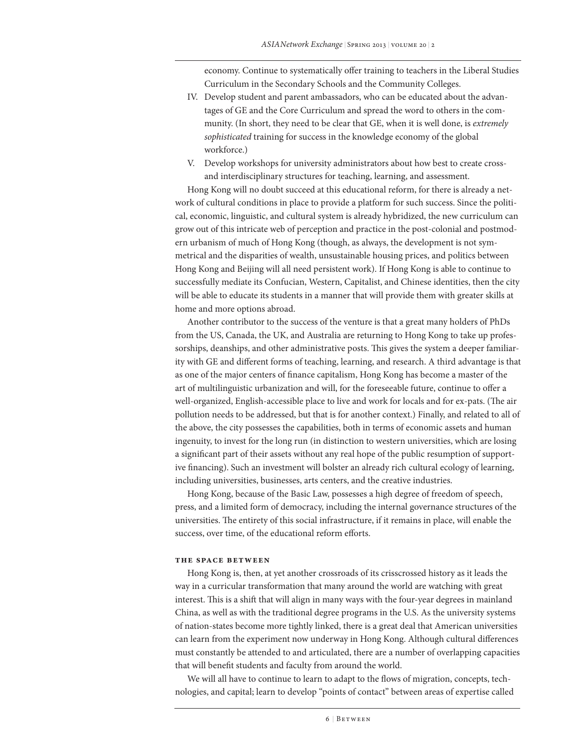economy. Continue to systematically offer training to teachers in the Liberal Studies Curriculum in the Secondary Schools and the Community Colleges.

IV. Develop student and parent ambassadors, who can be educated about the advantages of GE and the Core Curriculum and spread the word to others in the community. (In short, they need to be clear that GE, when it is well done, is *extremely sophisticated* training for success in the knowledge economy of the global workforce.)

V. Develop workshops for university administrators about how best to create cross- and interdisciplinary structures for teaching, learning, and assessment.

Hong Kong will no doubt succeed at this educational reform, for there is already a network of cultural conditions in place to provide a platform for such success. Since the political, economic, linguistic, and cultural system is already hybridized, the new curriculum can grow out of this intricate web of perception and practice in the post-colonial and postmodern urbanism of much of Hong Kong (though, as always, the development is not symmetrical and the disparities of wealth, unsustainable housing prices, and politics between Hong Kong and Beijing will all need persistent work). If Hong Kong is able to continue to successfully mediate its Confucian, Western, Capitalist, and Chinese identities, then the city will be able to educate its students in a manner that will provide them with greater skills at home and more options abroad.

Another contributor to the success of the venture is that a great many holders of PhDs from the US, Canada, the UK, and Australia are returning to Hong Kong to take up professorships, deanships, and other administrative posts. This gives the system a deeper familiarity with GE and different forms of teaching, learning, and research. A third advantage is that as one of the major centers of finance capitalism, Hong Kong has become a master of the art of multilinguistic urbanization and will, for the foreseeable future, continue to offer a well-organized, English-accessible place to live and work for locals and for ex-pats. (The air pollution needs to be addressed, but that is for another context.) Finally, and related to all of the above, the city possesses the capabilities, both in terms of economic assets and human ingenuity, to invest for the long run (in distinction to western universities, which are losing a significant part of their assets without any real hope of the public resumption of supportive financing). Such an investment will bolster an already rich cultural ecology of learning, including universities, businesses, arts centers, and the creative industries.

Hong Kong, because of the Basic Law, possesses a high degree of freedom of speech, press, and a limited form of democracy, including the internal governance structures of the universities. The entirety of this social infrastructure, if it remains in place, will enable the success, over time, of the educational reform efforts.

### The Space Between

Hong Kong is, then, at yet another crossroads of its crisscrossed history as it leads the way in a curricular transformation that many around the world are watching with great interest. This is a shift that will align in many ways with the four-year degrees in mainland China, as well as with the traditional degree programs in the U.S. As the university systems of nation-states become more tightly linked, there is a great deal that American universities can learn from the experiment now underway in Hong Kong. Although cultural differences must constantly be attended to and articulated, there are a number of overlapping capacities that will benefit students and faculty from around the world.

We will all have to continue to learn to adapt to the flows of migration, concepts, technologies, and capital; learn to develop "points of contact" between areas of expertise called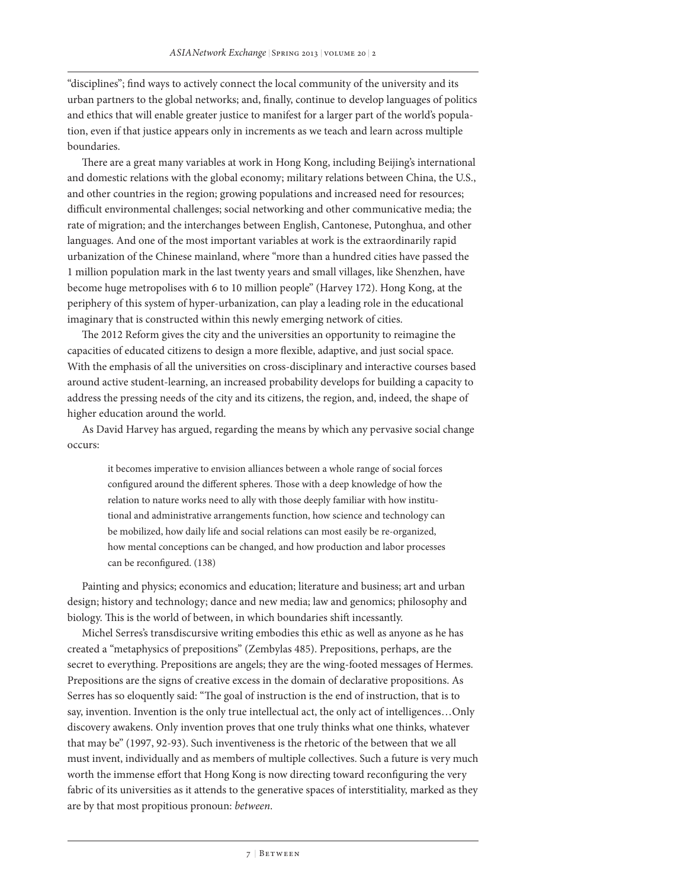"disciplines"; find ways to actively connect the local community of the university and its urban partners to the global networks; and, finally, continue to develop languages of politics and ethics that will enable greater justice to manifest for a larger part of the world's population, even if that justice appears only in increments as we teach and learn across multiple boundaries.

There are a great many variables at work in Hong Kong, including Beijing's international and domestic relations with the global economy; military relations between China, the U.S., and other countries in the region; growing populations and increased need for resources; difficult environmental challenges; social networking and other communicative media; the rate of migration; and the interchanges between English, Cantonese, Putonghua, and other languages. And one of the most important variables at work is the extraordinarily rapid urbanization of the Chinese mainland, where "more than a hundred cities have passed the 1 million population mark in the last twenty years and small villages, like Shenzhen, have become huge metropolises with 6 to 10 million people" (Harvey 172). Hong Kong, at the periphery of this system of hyper-urbanization, can play a leading role in the educational imaginary that is constructed within this newly emerging network of cities.

The 2012 Reform gives the city and the universities an opportunity to reimagine the capacities of educated citizens to design a more flexible, adaptive, and just social space. With the emphasis of all the universities on cross-disciplinary and interactive courses based around active student-learning, an increased probability develops for building a capacity to address the pressing needs of the city and its citizens, the region, and, indeed, the shape of higher education around the world.

As David Harvey has argued, regarding the means by which any pervasive social change occurs:

> it becomes imperative to envision alliances between a whole range of social forces configured around the different spheres. Those with a deep knowledge of how the relation to nature works need to ally with those deeply familiar with how institutional and administrative arrangements function, how science and technology can be mobilized, how daily life and social relations can most easily be re-organized, how mental conceptions can be changed, and how production and labor processes can be reconfigured. (138)

Painting and physics; economics and education; literature and business; art and urban design; history and technology; dance and new media; law and genomics; philosophy and biology. This is the world of between, in which boundaries shift incessantly.

Michel Serres's transdiscursive writing embodies this ethic as well as anyone as he has created a "metaphysics of prepositions" (Zembylas 485). Prepositions, perhaps, are the secret to everything. Prepositions are angels; they are the wing-footed messages of Hermes. Prepositions are the signs of creative excess in the domain of declarative propositions. As Serres has so eloquently said: "The goal of instruction is the end of instruction, that is to say, invention. Invention is the only true intellectual act, the only act of intelligences…Only discovery awakens. Only invention proves that one truly thinks what one thinks, whatever that may be" (1997, 92-93). Such inventiveness is the rhetoric of the between that we all must invent, individually and as members of multiple collectives. Such a future is very much worth the immense effort that Hong Kong is now directing toward reconfiguring the very fabric of its universities as it attends to the generative spaces of interstitiality, marked as they are by that most propitious pronoun: *between*.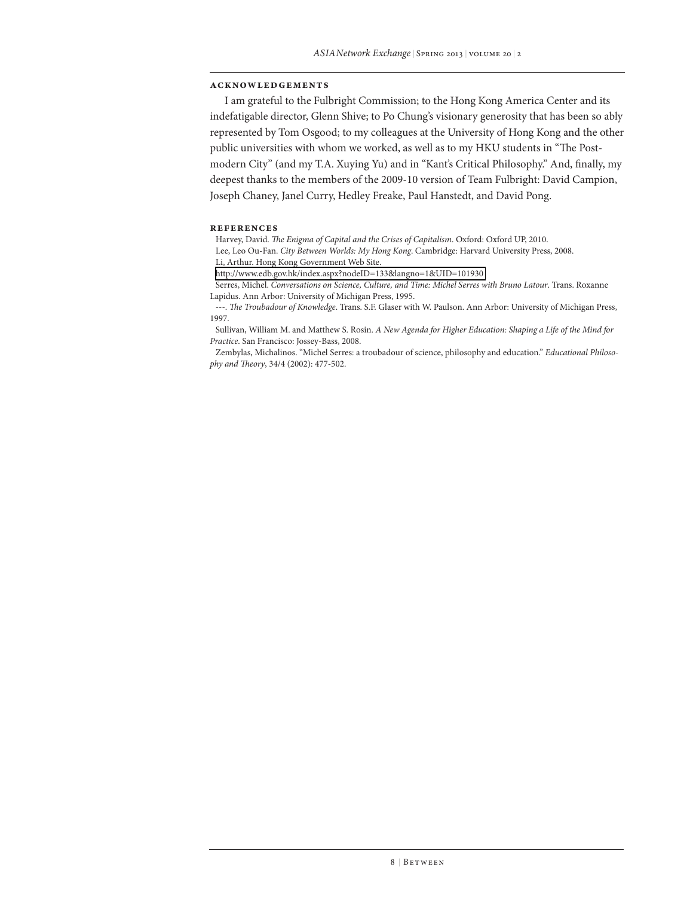## ACKNOWLEDGEMENTS

I am grateful to the Fulbright Commission; to the Hong Kong America Center and its indefatigable director, Glenn Shive; to Po Chung's visionary generosity that has been so ably represented by Tom Osgood; to my colleagues at the University of Hong Kong and the other public universities with whom we worked, as well as to my HKU students in "The Postmodern City" (and my T.A. Xuying Yu) and in "Kant's Critical Philosophy." And, finally, my deepest thanks to the members of the 2009-10 version of Team Fulbright: David Campion, Joseph Chaney, Janel Curry, Hedley Freake, Paul Hanstedt, and David Pong.

## REFERENCES

Harvey, David. *The Enigma of Capital and the Crises of Capitalism*. Oxford: Oxford UP, 2010.

Lee, Leo Ou-Fan. *City Between Worlds: My Hong Kong*. Cambridge: Harvard University Press, 2008.

Li, Arthur. Hong Kong Government Web Site. http://www.edb.gov.hk/index.aspx?nodeID=133&langno=1&UID=101930

Serres, Michel. *Conversations on Science, Culture, and Time: Michel Serres with Bruno Latour*. Trans. Roxanne Lapidus. Ann Arbor: University of Michigan Press, 1995.

---. *The Troubadour of Knowledge*. Trans. S.F. Glaser with W. Paulson. Ann Arbor: University of Michigan Press, 1997.

Sullivan, William M. and Matthew S. Rosin. *A New Agenda for Higher Education: Shaping a Life of the Mind for Practice*. San Francisco: Jossey-Bass, 2008.

Zembylas, Michalinos. "Michel Serres: a troubadour of science, philosophy and education." *Educational Philosophy and Theory*, 34/4 (2002): 477-502.